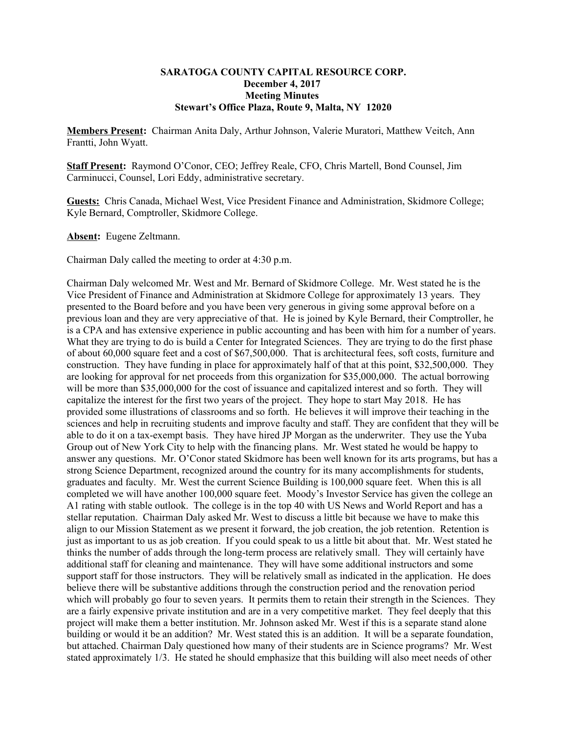**SARATOGA COUNTY CAPITAL RESOURCE CORP.**
**December 4, 2017**
**Meeting Minutes**
**Stewart's Office Plaza, Route 9, Malta, NY 12020**

**Members Present:** Chairman Anita Daly, Arthur Johnson, Valerie Muratori, Matthew Veitch, Ann Frantti, John Wyatt.

**Staff Present:** Raymond O'Conor, CEO; Jeffrey Reale, CFO, Chris Martell, Bond Counsel, Jim Carminucci, Counsel, Lori Eddy, administrative secretary.

**Guests:** Chris Canada, Michael West, Vice President Finance and Administration, Skidmore College; Kyle Bernard, Comptroller, Skidmore College.

**Absent:** Eugene Zeltmann.

Chairman Daly called the meeting to order at 4:30 p.m.

Chairman Daly welcomed Mr. West and Mr. Bernard of Skidmore College. Mr. West stated he is the Vice President of Finance and Administration at Skidmore College for approximately 13 years. They presented to the Board before and you have been very generous in giving some approval before on a previous loan and they are very appreciative of that. He is joined by Kyle Bernard, their Comptroller, he is a CPA and has extensive experience in public accounting and has been with him for a number of years. What they are trying to do is build a Center for Integrated Sciences. They are trying to do the first phase of about 60,000 square feet and a cost of $67,500,000. That is architectural fees, soft costs, furniture and construction. They have funding in place for approximately half of that at this point, $32,500,000. They are looking for approval for net proceeds from this organization for $35,000,000. The actual borrowing will be more than $35,000,000 for the cost of issuance and capitalized interest and so forth. They will capitalize the interest for the first two years of the project. They hope to start May 2018. He has provided some illustrations of classrooms and so forth. He believes it will improve their teaching in the sciences and help in recruiting students and improve faculty and staff. They are confident that they will be able to do it on a tax-exempt basis. They have hired JP Morgan as the underwriter. They use the Yuba Group out of New York City to help with the financing plans. Mr. West stated he would be happy to answer any questions. Mr. O'Conor stated Skidmore has been well known for its arts programs, but has a strong Science Department, recognized around the country for its many accomplishments for students, graduates and faculty. Mr. West the current Science Building is 100,000 square feet. When this is all completed we will have another 100,000 square feet. Moody's Investor Service has given the college an A1 rating with stable outlook. The college is in the top 40 with US News and World Report and has a stellar reputation. Chairman Daly asked Mr. West to discuss a little bit because we have to make this align to our Mission Statement as we present it forward, the job creation, the job retention. Retention is just as important to us as job creation. If you could speak to us a little bit about that. Mr. West stated he thinks the number of adds through the long-term process are relatively small. They will certainly have additional staff for cleaning and maintenance. They will have some additional instructors and some support staff for those instructors. They will be relatively small as indicated in the application. He does believe there will be substantive additions through the construction period and the renovation period which will probably go four to seven years. It permits them to retain their strength in the Sciences. They are a fairly expensive private institution and are in a very competitive market. They feel deeply that this project will make them a better institution. Mr. Johnson asked Mr. West if this is a separate stand alone building or would it be an addition? Mr. West stated this is an addition. It will be a separate foundation, but attached. Chairman Daly questioned how many of their students are in Science programs? Mr. West stated approximately 1/3. He stated he should emphasize that this building will also meet needs of other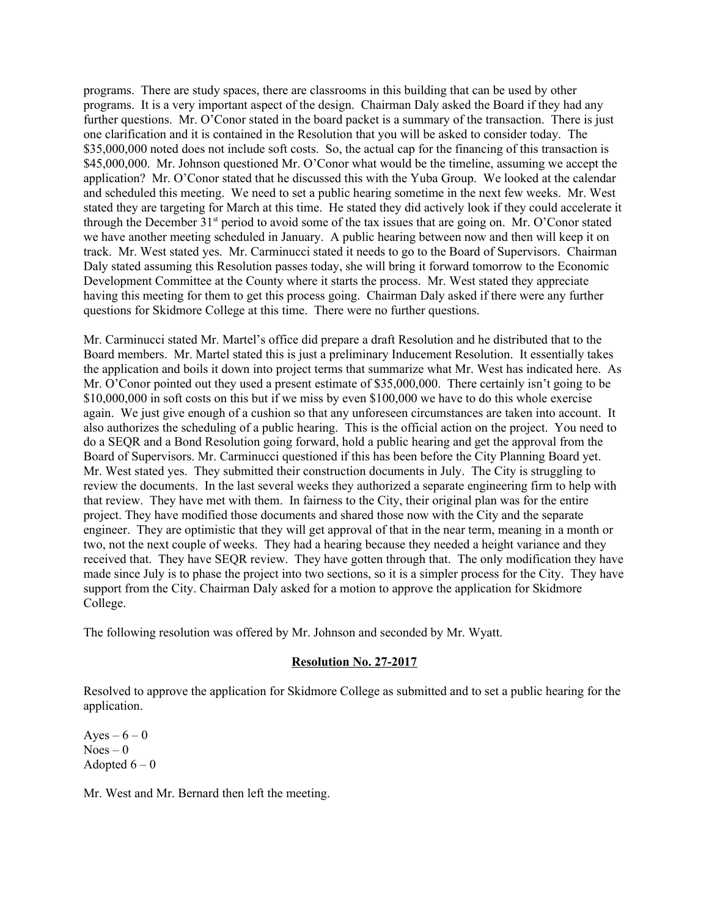programs. There are study spaces, there are classrooms in this building that can be used by other programs. It is a very important aspect of the design. Chairman Daly asked the Board if they had any further questions. Mr. O'Conor stated in the board packet is a summary of the transaction. There is just one clarification and it is contained in the Resolution that you will be asked to consider today. The $35,000,000 noted does not include soft costs. So, the actual cap for the financing of this transaction is $45,000,000. Mr. Johnson questioned Mr. O'Conor what would be the timeline, assuming we accept the application? Mr. O'Conor stated that he discussed this with the Yuba Group. We looked at the calendar and scheduled this meeting. We need to set a public hearing sometime in the next few weeks. Mr. West stated they are targeting for March at this time. He stated they did actively look if they could accelerate it through the December 31st period to avoid some of the tax issues that are going on. Mr. O'Conor stated we have another meeting scheduled in January. A public hearing between now and then will keep it on track. Mr. West stated yes. Mr. Carminucci stated it needs to go to the Board of Supervisors. Chairman Daly stated assuming this Resolution passes today, she will bring it forward tomorrow to the Economic Development Committee at the County where it starts the process. Mr. West stated they appreciate having this meeting for them to get this process going. Chairman Daly asked if there were any further questions for Skidmore College at this time. There were no further questions.

Mr. Carminucci stated Mr. Martel's office did prepare a draft Resolution and he distributed that to the Board members. Mr. Martel stated this is just a preliminary Inducement Resolution. It essentially takes the application and boils it down into project terms that summarize what Mr. West has indicated here. As Mr. O'Conor pointed out they used a present estimate of $35,000,000. There certainly isn't going to be $10,000,000 in soft costs on this but if we miss by even $100,000 we have to do this whole exercise again. We just give enough of a cushion so that any unforeseen circumstances are taken into account. It also authorizes the scheduling of a public hearing. This is the official action on the project. You need to do a SEQR and a Bond Resolution going forward, hold a public hearing and get the approval from the Board of Supervisors. Mr. Carminucci questioned if this has been before the City Planning Board yet. Mr. West stated yes. They submitted their construction documents in July. The City is struggling to review the documents. In the last several weeks they authorized a separate engineering firm to help with that review. They have met with them. In fairness to the City, their original plan was for the entire project. They have modified those documents and shared those now with the City and the separate engineer. They are optimistic that they will get approval of that in the near term, meaning in a month or two, not the next couple of weeks. They had a hearing because they needed a height variance and they received that. They have SEQR review. They have gotten through that. The only modification they have made since July is to phase the project into two sections, so it is a simpler process for the City. They have support from the City. Chairman Daly asked for a motion to approve the application for Skidmore College.

The following resolution was offered by Mr. Johnson and seconded by Mr. Wyatt.

**Resolution No. 27-2017**

Resolved to approve the application for Skidmore College as submitted and to set a public hearing for the application.

Ayes – 6 – 0
Noes – 0
Adopted 6 – 0

Mr. West and Mr. Bernard then left the meeting.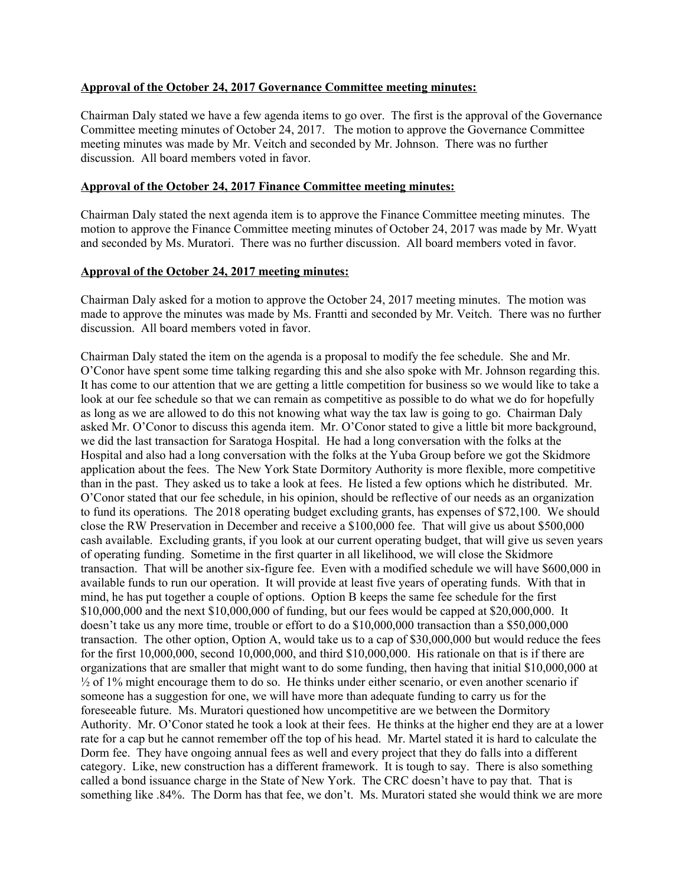**Approval of the October 24, 2017 Governance Committee meeting minutes:**

Chairman Daly stated we have a few agenda items to go over. The first is the approval of the Governance Committee meeting minutes of October 24, 2017. The motion to approve the Governance Committee meeting minutes was made by Mr. Veitch and seconded by Mr. Johnson. There was no further discussion. All board members voted in favor.

**Approval of the October 24, 2017 Finance Committee meeting minutes:**

Chairman Daly stated the next agenda item is to approve the Finance Committee meeting minutes. The motion to approve the Finance Committee meeting minutes of October 24, 2017 was made by Mr. Wyatt and seconded by Ms. Muratori. There was no further discussion. All board members voted in favor.

**Approval of the October 24, 2017 meeting minutes:**

Chairman Daly asked for a motion to approve the October 24, 2017 meeting minutes. The motion was made to approve the minutes was made by Ms. Frantti and seconded by Mr. Veitch. There was no further discussion. All board members voted in favor.

Chairman Daly stated the item on the agenda is a proposal to modify the fee schedule. She and Mr. O'Conor have spent some time talking regarding this and she also spoke with Mr. Johnson regarding this. It has come to our attention that we are getting a little competition for business so we would like to take a look at our fee schedule so that we can remain as competitive as possible to do what we do for hopefully as long as we are allowed to do this not knowing what way the tax law is going to go. Chairman Daly asked Mr. O'Conor to discuss this agenda item. Mr. O'Conor stated to give a little bit more background, we did the last transaction for Saratoga Hospital. He had a long conversation with the folks at the Hospital and also had a long conversation with the folks at the Yuba Group before we got the Skidmore application about the fees. The New York State Dormitory Authority is more flexible, more competitive than in the past. They asked us to take a look at fees. He listed a few options which he distributed. Mr. O'Conor stated that our fee schedule, in his opinion, should be reflective of our needs as an organization to fund its operations. The 2018 operating budget excluding grants, has expenses of $72,100. We should close the RW Preservation in December and receive a $100,000 fee. That will give us about $500,000 cash available. Excluding grants, if you look at our current operating budget, that will give us seven years of operating funding. Sometime in the first quarter in all likelihood, we will close the Skidmore transaction. That will be another six-figure fee. Even with a modified schedule we will have $600,000 in available funds to run our operation. It will provide at least five years of operating funds. With that in mind, he has put together a couple of options. Option B keeps the same fee schedule for the first $10,000,000 and the next $10,000,000 of funding, but our fees would be capped at $20,000,000. It doesn't take us any more time, trouble or effort to do a $10,000,000 transaction than a $50,000,000 transaction. The other option, Option A, would take us to a cap of $30,000,000 but would reduce the fees for the first 10,000,000, second 10,000,000, and third $10,000,000. His rationale on that is if there are organizations that are smaller that might want to do some funding, then having that initial $10,000,000 at ½ of 1% might encourage them to do so. He thinks under either scenario, or even another scenario if someone has a suggestion for one, we will have more than adequate funding to carry us for the foreseeable future. Ms. Muratori questioned how uncompetitive are we between the Dormitory Authority. Mr. O'Conor stated he took a look at their fees. He thinks at the higher end they are at a lower rate for a cap but he cannot remember off the top of his head. Mr. Martel stated it is hard to calculate the Dorm fee. They have ongoing annual fees as well and every project that they do falls into a different category. Like, new construction has a different framework. It is tough to say. There is also something called a bond issuance charge in the State of New York. The CRC doesn't have to pay that. That is something like .84%. The Dorm has that fee, we don't. Ms. Muratori stated she would think we are more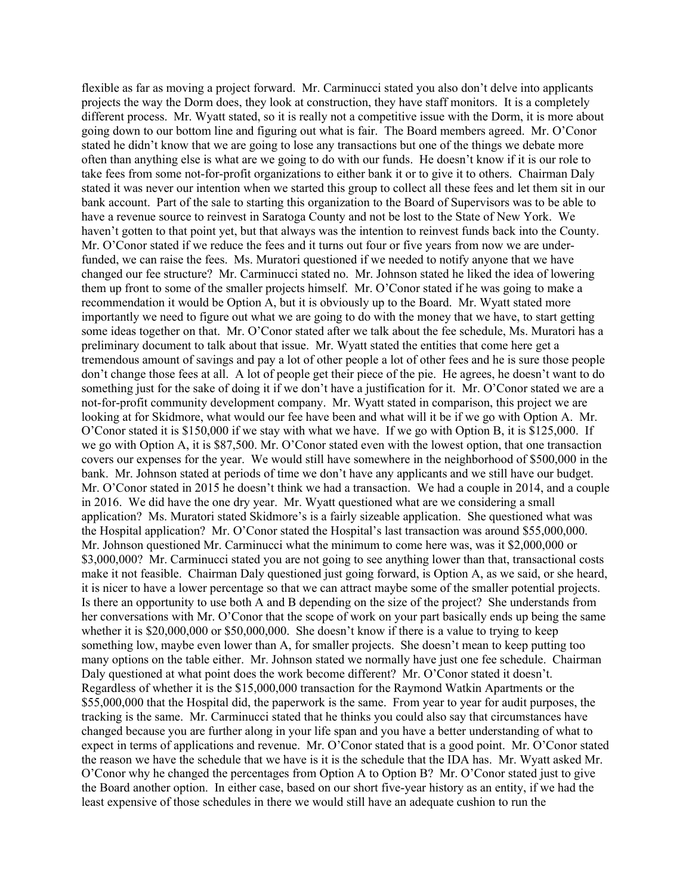flexible as far as moving a project forward. Mr. Carminucci stated you also don't delve into applicants projects the way the Dorm does, they look at construction, they have staff monitors. It is a completely different process. Mr. Wyatt stated, so it is really not a competitive issue with the Dorm, it is more about going down to our bottom line and figuring out what is fair. The Board members agreed. Mr. O'Conor stated he didn't know that we are going to lose any transactions but one of the things we debate more often than anything else is what are we going to do with our funds. He doesn't know if it is our role to take fees from some not-for-profit organizations to either bank it or to give it to others. Chairman Daly stated it was never our intention when we started this group to collect all these fees and let them sit in our bank account. Part of the sale to starting this organization to the Board of Supervisors was to be able to have a revenue source to reinvest in Saratoga County and not be lost to the State of New York. We haven't gotten to that point yet, but that always was the intention to reinvest funds back into the County. Mr. O'Conor stated if we reduce the fees and it turns out four or five years from now we are under-funded, we can raise the fees. Ms. Muratori questioned if we needed to notify anyone that we have changed our fee structure? Mr. Carminucci stated no. Mr. Johnson stated he liked the idea of lowering them up front to some of the smaller projects himself. Mr. O'Conor stated if he was going to make a recommendation it would be Option A, but it is obviously up to the Board. Mr. Wyatt stated more importantly we need to figure out what we are going to do with the money that we have, to start getting some ideas together on that. Mr. O'Conor stated after we talk about the fee schedule, Ms. Muratori has a preliminary document to talk about that issue. Mr. Wyatt stated the entities that come here get a tremendous amount of savings and pay a lot of other people a lot of other fees and he is sure those people don't change those fees at all. A lot of people get their piece of the pie. He agrees, he doesn't want to do something just for the sake of doing it if we don't have a justification for it. Mr. O'Conor stated we are a not-for-profit community development company. Mr. Wyatt stated in comparison, this project we are looking at for Skidmore, what would our fee have been and what will it be if we go with Option A. Mr. O'Conor stated it is $150,000 if we stay with what we have. If we go with Option B, it is $125,000. If we go with Option A, it is $87,500. Mr. O'Conor stated even with the lowest option, that one transaction covers our expenses for the year. We would still have somewhere in the neighborhood of $500,000 in the bank. Mr. Johnson stated at periods of time we don't have any applicants and we still have our budget. Mr. O'Conor stated in 2015 he doesn't think we had a transaction. We had a couple in 2014, and a couple in 2016. We did have the one dry year. Mr. Wyatt questioned what are we considering a small application? Ms. Muratori stated Skidmore's is a fairly sizeable application. She questioned what was the Hospital application? Mr. O'Conor stated the Hospital's last transaction was around $55,000,000. Mr. Johnson questioned Mr. Carminucci what the minimum to come here was, was it $2,000,000 or $3,000,000? Mr. Carminucci stated you are not going to see anything lower than that, transactional costs make it not feasible. Chairman Daly questioned just going forward, is Option A, as we said, or she heard, it is nicer to have a lower percentage so that we can attract maybe some of the smaller potential projects. Is there an opportunity to use both A and B depending on the size of the project? She understands from her conversations with Mr. O'Conor that the scope of work on your part basically ends up being the same whether it is $20,000,000 or $50,000,000. She doesn't know if there is a value to trying to keep something low, maybe even lower than A, for smaller projects. She doesn't mean to keep putting too many options on the table either. Mr. Johnson stated we normally have just one fee schedule. Chairman Daly questioned at what point does the work become different? Mr. O'Conor stated it doesn't. Regardless of whether it is the $15,000,000 transaction for the Raymond Watkin Apartments or the $55,000,000 that the Hospital did, the paperwork is the same. From year to year for audit purposes, the tracking is the same. Mr. Carminucci stated that he thinks you could also say that circumstances have changed because you are further along in your life span and you have a better understanding of what to expect in terms of applications and revenue. Mr. O'Conor stated that is a good point. Mr. O'Conor stated the reason we have the schedule that we have is it is the schedule that the IDA has. Mr. Wyatt asked Mr. O'Conor why he changed the percentages from Option A to Option B? Mr. O'Conor stated just to give the Board another option. In either case, based on our short five-year history as an entity, if we had the least expensive of those schedules in there we would still have an adequate cushion to run the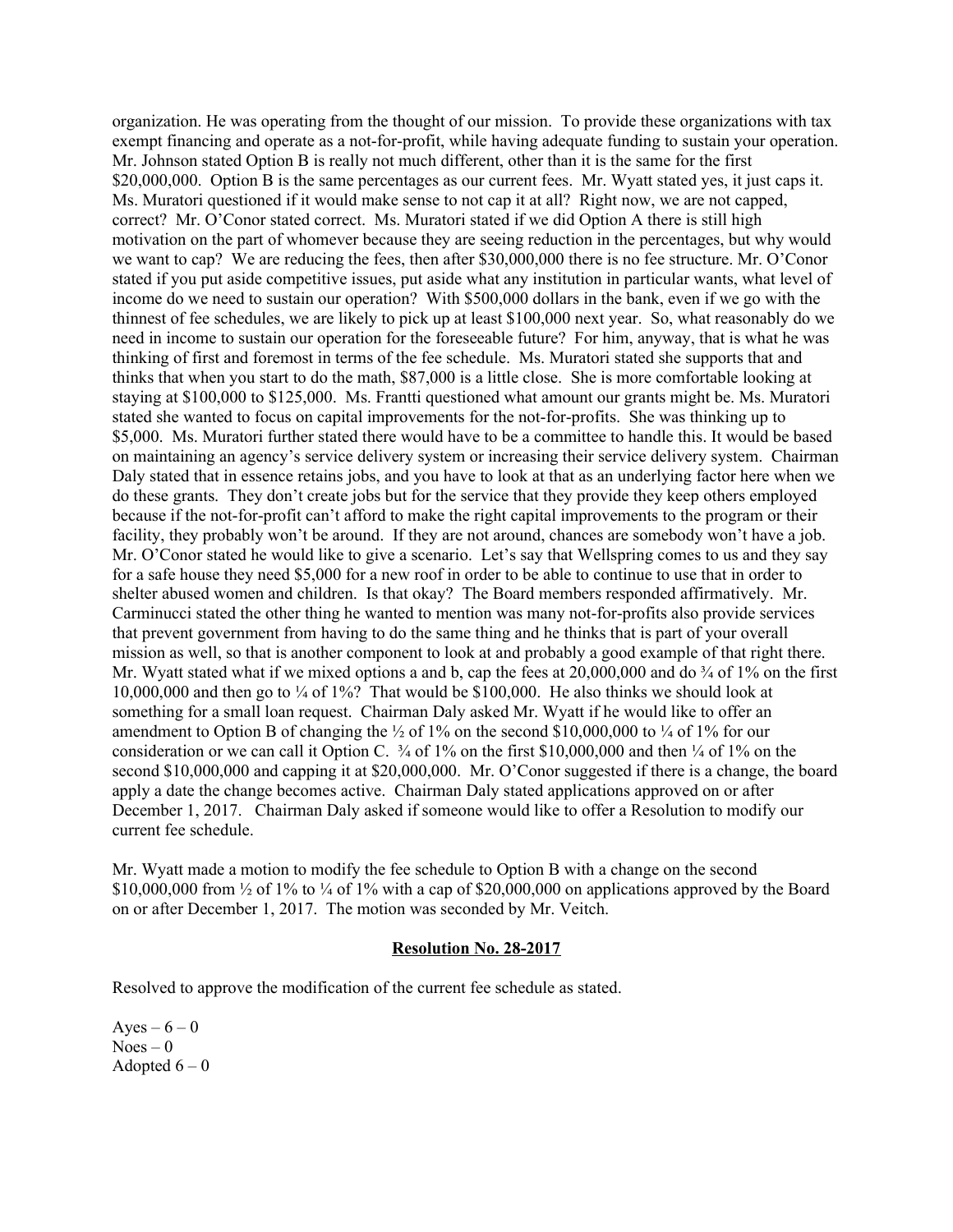organization. He was operating from the thought of our mission. To provide these organizations with tax exempt financing and operate as a not-for-profit, while having adequate funding to sustain your operation. Mr. Johnson stated Option B is really not much different, other than it is the same for the first \$20,000,000. Option B is the same percentages as our current fees. Mr. Wyatt stated yes, it just caps it. Ms. Muratori questioned if it would make sense to not cap it at all? Right now, we are not capped, correct? Mr. O'Conor stated correct. Ms. Muratori stated if we did Option A there is still high motivation on the part of whomever because they are seeing reduction in the percentages, but why would we want to cap? We are reducing the fees, then after \$30,000,000 there is no fee structure. Mr. O'Conor stated if you put aside competitive issues, put aside what any institution in particular wants, what level of income do we need to sustain our operation? With \$500,000 dollars in the bank, even if we go with the thinnest of fee schedules, we are likely to pick up at least \$100,000 next year. So, what reasonably do we need in income to sustain our operation for the foreseeable future? For him, anyway, that is what he was thinking of first and foremost in terms of the fee schedule. Ms. Muratori stated she supports that and thinks that when you start to do the math, \$87,000 is a little close. She is more comfortable looking at staying at \$100,000 to \$125,000. Ms. Frantti questioned what amount our grants might be. Ms. Muratori stated she wanted to focus on capital improvements for the not-for-profits. She was thinking up to \$5,000. Ms. Muratori further stated there would have to be a committee to handle this. It would be based on maintaining an agency's service delivery system or increasing their service delivery system. Chairman Daly stated that in essence retains jobs, and you have to look at that as an underlying factor here when we do these grants. They don't create jobs but for the service that they provide they keep others employed because if the not-for-profit can't afford to make the right capital improvements to the program or their facility, they probably won't be around. If they are not around, chances are somebody won't have a job. Mr. O'Conor stated he would like to give a scenario. Let's say that Wellspring comes to us and they say for a safe house they need \$5,000 for a new roof in order to be able to continue to use that in order to shelter abused women and children. Is that okay? The Board members responded affirmatively. Mr. Carminucci stated the other thing he wanted to mention was many not-for-profits also provide services that prevent government from having to do the same thing and he thinks that is part of your overall mission as well, so that is another component to look at and probably a good example of that right there. Mr. Wyatt stated what if we mixed options a and b, cap the fees at 20,000,000 and do ¾ of 1% on the first 10,000,000 and then go to ¼ of 1%? That would be \$100,000. He also thinks we should look at something for a small loan request. Chairman Daly asked Mr. Wyatt if he would like to offer an amendment to Option B of changing the ½ of 1% on the second \$10,000,000 to ¼ of 1% for our consideration or we can call it Option C. ¾ of 1% on the first \$10,000,000 and then ¼ of 1% on the second \$10,000,000 and capping it at \$20,000,000. Mr. O'Conor suggested if there is a change, the board apply a date the change becomes active. Chairman Daly stated applications approved on or after December 1, 2017. Chairman Daly asked if someone would like to offer a Resolution to modify our current fee schedule.

Mr. Wyatt made a motion to modify the fee schedule to Option B with a change on the second \$10,000,000 from ½ of 1% to ¼ of 1% with a cap of \$20,000,000 on applications approved by the Board on or after December 1, 2017. The motion was seconded by Mr. Veitch.

**Resolution No. 28-2017**

Resolved to approve the modification of the current fee schedule as stated.

Ayes – 6 – 0  
Noes – 0  
Adopted 6 – 0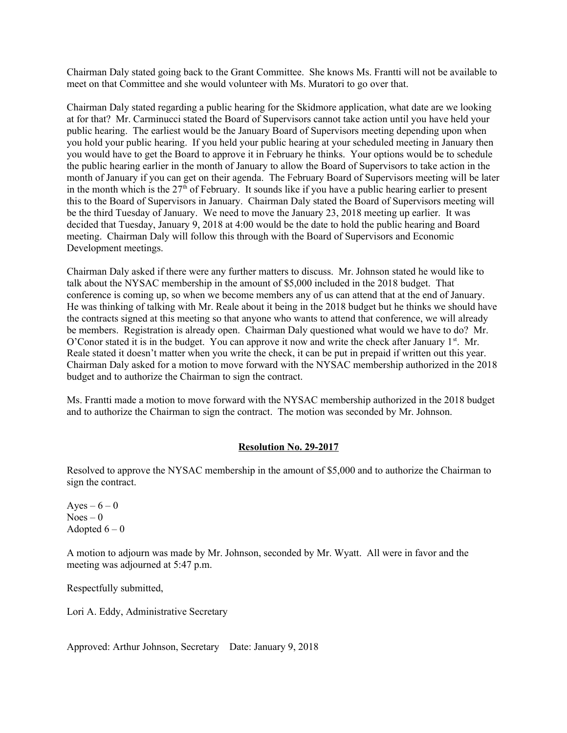Chairman Daly stated going back to the Grant Committee. She knows Ms. Frantti will not be available to meet on that Committee and she would volunteer with Ms. Muratori to go over that.

Chairman Daly stated regarding a public hearing for the Skidmore application, what date are we looking at for that? Mr. Carminucci stated the Board of Supervisors cannot take action until you have held your public hearing. The earliest would be the January Board of Supervisors meeting depending upon when you hold your public hearing. If you held your public hearing at your scheduled meeting in January then you would have to get the Board to approve it in February he thinks. Your options would be to schedule the public hearing earlier in the month of January to allow the Board of Supervisors to take action in the month of January if you can get on their agenda. The February Board of Supervisors meeting will be later in the month which is the 27th of February. It sounds like if you have a public hearing earlier to present this to the Board of Supervisors in January. Chairman Daly stated the Board of Supervisors meeting will be the third Tuesday of January. We need to move the January 23, 2018 meeting up earlier. It was decided that Tuesday, January 9, 2018 at 4:00 would be the date to hold the public hearing and Board meeting. Chairman Daly will follow this through with the Board of Supervisors and Economic Development meetings.

Chairman Daly asked if there were any further matters to discuss. Mr. Johnson stated he would like to talk about the NYSAC membership in the amount of $5,000 included in the 2018 budget. That conference is coming up, so when we become members any of us can attend that at the end of January. He was thinking of talking with Mr. Reale about it being in the 2018 budget but he thinks we should have the contracts signed at this meeting so that anyone who wants to attend that conference, we will already be members. Registration is already open. Chairman Daly questioned what would we have to do? Mr. O'Conor stated it is in the budget. You can approve it now and write the check after January 1st. Mr. Reale stated it doesn't matter when you write the check, it can be put in prepaid if written out this year. Chairman Daly asked for a motion to move forward with the NYSAC membership authorized in the 2018 budget and to authorize the Chairman to sign the contract.

Ms. Frantti made a motion to move forward with the NYSAC membership authorized in the 2018 budget and to authorize the Chairman to sign the contract. The motion was seconded by Mr. Johnson.

**Resolution No. 29-2017**

Resolved to approve the NYSAC membership in the amount of $5,000 and to authorize the Chairman to sign the contract.

Ayes – 6 – 0
Noes – 0
Adopted 6 – 0

A motion to adjourn was made by Mr. Johnson, seconded by Mr. Wyatt. All were in favor and the meeting was adjourned at 5:47 p.m.

Respectfully submitted,

Lori A. Eddy, Administrative Secretary

Approved: Arthur Johnson, Secretary    Date: January 9, 2018